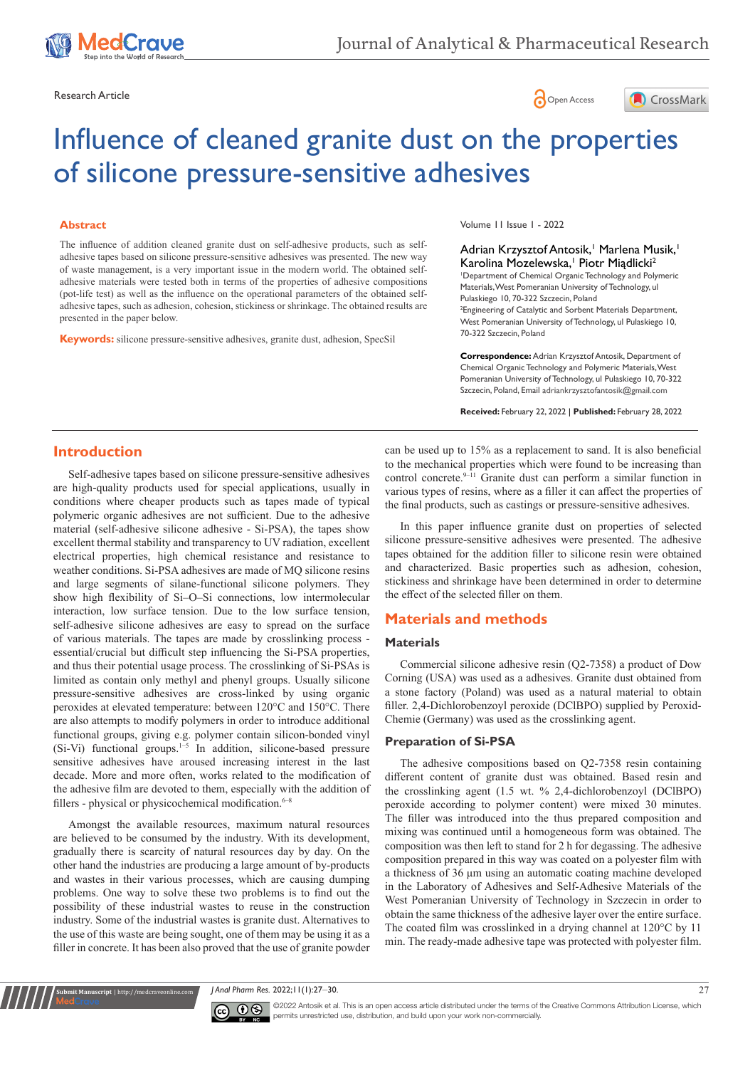Research Article

Open Access

# Influence of cleaned granite dust on the properties of silicone pressure-sensitive adhesives

Volume 11 Issue 1 - 2022

Adrian Krzysztof Antosik,[1] Marlena Musik,[1] Karolina Mozelewska,[1] Piotr Miądlicki[2]

[1]Department of Chemical Organic Technology and Polymeric Materials, West Pomeranian University of Technology, ul Pulaskiego 10, 70-322 Szczecin, Poland

[2]Engineering of Catalytic and Sorbent Materials Department, West Pomeranian University of Technology, ul Pulaskiego 10, 70-322 Szczecin, Poland

**Correspondence:** Adrian Krzysztof Antosik, Department of Chemical Organic Technology and Polymeric Materials, West Pomeranian University of Technology, ul Pulaskiego 10, 70-322 Szczecin, Poland, Email adriankrzysztofantosik@gmail.com

**Received:** February 22, 2022 | **Published:** February 28, 2022

## Abstract

The influence of addition cleaned granite dust on self-adhesive products, such as self-adhesive tapes based on silicone pressure-sensitive adhesives was presented. The new way of waste management, is a very important issue in the modern world. The obtained self-adhesive materials were tested both in terms of the properties of adhesive compositions (pot-life test) as well as the influence on the operational parameters of the obtained self-adhesive tapes, such as adhesion, cohesion, stickiness or shrinkage. The obtained results are presented in the paper below.

**Keywords:** silicone pressure-sensitive adhesives, granite dust, adhesion, SpecSil

## Introduction

Self-adhesive tapes based on silicone pressure-sensitive adhesives are high-quality products used for special applications, usually in conditions where cheaper products such as tapes made of typical polymeric organic adhesives are not sufficient. Due to the adhesive material (self-adhesive silicone adhesive - Si-PSA), the tapes show excellent thermal stability and transparency to UV radiation, excellent electrical properties, high chemical resistance and resistance to weather conditions. Si-PSA adhesives are made of MQ silicone resins and large segments of silane-functional silicone polymers. They show high flexibility of Si–O–Si connections, low intermolecular interaction, low surface tension. Due to the low surface tension, self-adhesive silicone adhesives are easy to spread on the surface of various materials. The tapes are made by crosslinking process - essential/crucial but difficult step influencing the Si-PSA properties, and thus their potential usage process. The crosslinking of Si-PSAs is limited as contain only methyl and phenyl groups. Usually silicone pressure-sensitive adhesives are cross-linked by using organic peroxides at elevated temperature: between 120°C and 150°C. There are also attempts to modify polymers in order to introduce additional functional groups, giving e.g. polymer contain silicon-bonded vinyl (Si-Vi) functional groups.[1–5] In addition, silicone-based pressure sensitive adhesives have aroused increasing interest in the last decade. More and more often, works related to the modification of the adhesive film are devoted to them, especially with the addition of fillers - physical or physicochemical modification.[6–8]

Amongst the available resources, maximum natural resources are believed to be consumed by the industry. With its development, gradually there is scarcity of natural resources day by day. On the other hand the industries are producing a large amount of by-products and wastes in their various processes, which are causing dumping problems. One way to solve these two problems is to find out the possibility of these industrial wastes to reuse in the construction industry. Some of the industrial wastes is granite dust. Alternatives to the use of this waste are being sought, one of them may be using it as a filler in concrete. It has been also proved that the use of granite powder can be used up to 15% as a replacement to sand. It is also beneficial to the mechanical properties which were found to be increasing than control concrete.[9–11] Granite dust can perform a similar function in various types of resins, where as a filler it can affect the properties of the final products, such as castings or pressure-sensitive adhesives.

In this paper influence granite dust on properties of selected silicone pressure-sensitive adhesives were presented. The adhesive tapes obtained for the addition filler to silicone resin were obtained and characterized. Basic properties such as adhesion, cohesion, stickiness and shrinkage have been determined in order to determine the effect of the selected filler on them.

## Materials and methods

### Materials

Commercial silicone adhesive resin (Q2-7358) a product of Dow Corning (USA) was used as a adhesives. Granite dust obtained from a stone factory (Poland) was used as a natural material to obtain filler. 2,4-Dichlorobenzoyl peroxide (DClBPO) supplied by Peroxid-Chemie (Germany) was used as the crosslinking agent.

### Preparation of Si-PSA

The adhesive compositions based on Q2-7358 resin containing different content of granite dust was obtained. Based resin and the crosslinking agent (1.5 wt. % 2,4-dichlorobenzoyl (DClBPO) peroxide according to polymer content) were mixed 30 minutes. The filler was introduced into the thus prepared composition and mixing was continued until a homogeneous form was obtained. The composition was then left to stand for 2 h for degassing. The adhesive composition prepared in this way was coated on a polyester film with a thickness of 36 µm using an automatic coating machine developed in the Laboratory of Adhesives and Self-Adhesive Materials of the West Pomeranian University of Technology in Szczecin in order to obtain the same thickness of the adhesive layer over the entire surface. The coated film was crosslinked in a drying channel at 120°C by 11 min. The ready-made adhesive tape was protected with polyester film.

©2022 Antosik et al. This is an open access article distributed under the terms of the Creative Commons Attribution License, which permits unrestricted use, distribution, and build upon your work non-commercially.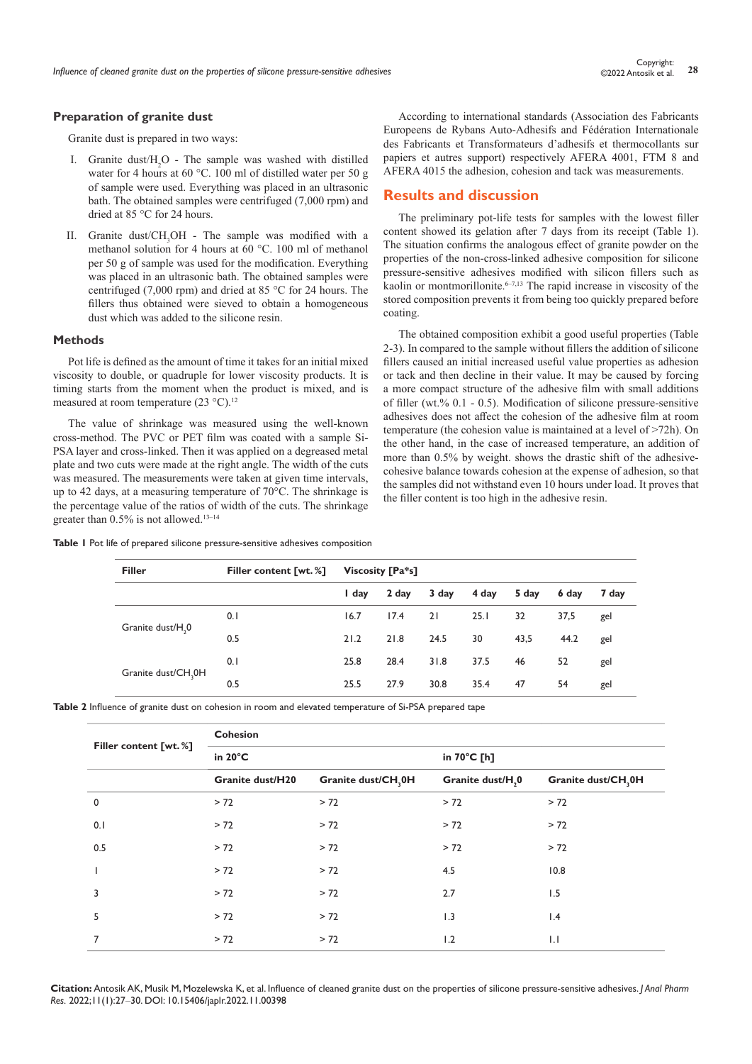### Preparation of granite dust

Granite dust is prepared in two ways:

I. Granite dust/$H_2O$ - The sample was washed with distilled water for 4 hours at 60 °C. 100 ml of distilled water per 50 g of sample were used. Everything was placed in an ultrasonic bath. The obtained samples were centrifuged (7,000 rpm) and dried at 85 °C for 24 hours.

II. Granite dust/$CH_3OH$ - The sample was modified with a methanol solution for 4 hours at 60 °C. 100 ml of methanol per 50 g of sample was used for the modification. Everything was placed in an ultrasonic bath. The obtained samples were centrifuged (7,000 rpm) and dried at 85 °C for 24 hours. The fillers thus obtained were sieved to obtain a homogeneous dust which was added to the silicone resin.

### Methods

Pot life is defined as the amount of time it takes for an initial mixed viscosity to double, or quadruple for lower viscosity products. It is timing starts from the moment when the product is mixed, and is measured at room temperature (23 °C).[12]

The value of shrinkage was measured using the well-known cross-method. The PVC or PET film was coated with a sample Si-PSA layer and cross-linked. Then it was applied on a degreased metal plate and two cuts were made at the right angle. The width of the cuts was measured. The measurements were taken at given time intervals, up to 42 days, at a measuring temperature of 70°C. The shrinkage is the percentage value of the ratios of width of the cuts. The shrinkage greater than 0.5% is not allowed.[13–14]

According to international standards (Association des Fabricants Europeens de Rybans Auto-Adhesifs and Fédération Internationale des Fabricants et Transformateurs d'adhesifs et thermocollants sur papiers et autres support) respectively AFERA 4001, FTM 8 and AFERA 4015 the adhesion, cohesion and tack was measurements.

## Results and discussion

The preliminary pot-life tests for samples with the lowest filler content showed its gelation after 7 days from its receipt (Table 1). The situation confirms the analogous effect of granite powder on the properties of the non-cross-linked adhesive composition for silicone pressure-sensitive adhesives modified with silicon fillers such as kaolin or montmorillonite.[6–7,13] The rapid increase in viscosity of the stored composition prevents it from being too quickly prepared before coating.

The obtained composition exhibit a good useful properties (Table 2-3). In compared to the sample without fillers the addition of silicone fillers caused an initial increased useful value properties as adhesion or tack and then decline in their value. It may be caused by forcing a more compact structure of the adhesive film with small additions of filler (wt.% 0.1 - 0.5). Modification of silicone pressure-sensitive adhesives does not affect the cohesion of the adhesive film at room temperature (the cohesion value is maintained at a level of >72h). On the other hand, in the case of increased temperature, an addition of more than 0.5% by weight. shows the drastic shift of the adhesive-cohesive balance towards cohesion at the expense of adhesion, so that the samples did not withstand even 10 hours under load. It proves that the filler content is too high in the adhesive resin.

**Table 1** Pot life of prepared silicone pressure-sensitive adhesives composition

| Filler | Filler content [wt.%] | Viscosity [Pa*s] | | | | | | |
|---|---|---|---|---|---|---|---|---|
| | | I day | 2 day | 3 day | 4 day | 5 day | 6 day | 7 day |
| Granite dust/$H_20$ | 0.1 | 16.7 | 17.4 | 21 | 25.1 | 32 | 37,5 | gel |
| | 0.5 | 21.2 | 21.8 | 24.5 | 30 | 43,5 | 44.2 | gel |
| Granite dust/$CH_30H$ | 0.1 | 25.8 | 28.4 | 31.8 | 37.5 | 46 | 52 | gel |
| | 0.5 | 25.5 | 27.9 | 30.8 | 35.4 | 47 | 54 | gel |

**Table 2** Influence of granite dust on cohesion in room and elevated temperature of Si-PSA prepared tape

| Filler content [wt.%] | Cohesion | | | |
|---|---|---|---|---|
| | in 20°C | | in 70°C [h] | |
| | Granite dust/H20 | Granite dust/$CH_30H$ | Granite dust/$H_20$ | Granite dust/$CH_30H$ |
| 0 | > 72 | > 72 | > 72 | > 72 |
| 0.1 | > 72 | > 72 | > 72 | > 72 |
| 0.5 | > 72 | > 72 | > 72 | > 72 |
| 1 | > 72 | > 72 | 4.5 | 10.8 |
| 3 | > 72 | > 72 | 2.7 | 1.5 |
| 5 | > 72 | > 72 | 1.3 | 1.4 |
| 7 | > 72 | > 72 | 1.2 | 1.1 |

**Citation:** Antosik AK, Musik M, Mozelewska K, et al. Influence of cleaned granite dust on the properties of silicone pressure-sensitive adhesives. *J Anal Pharm Res.* 2022;11(1):27–30. DOI: 10.15406/japlr.2022.11.00398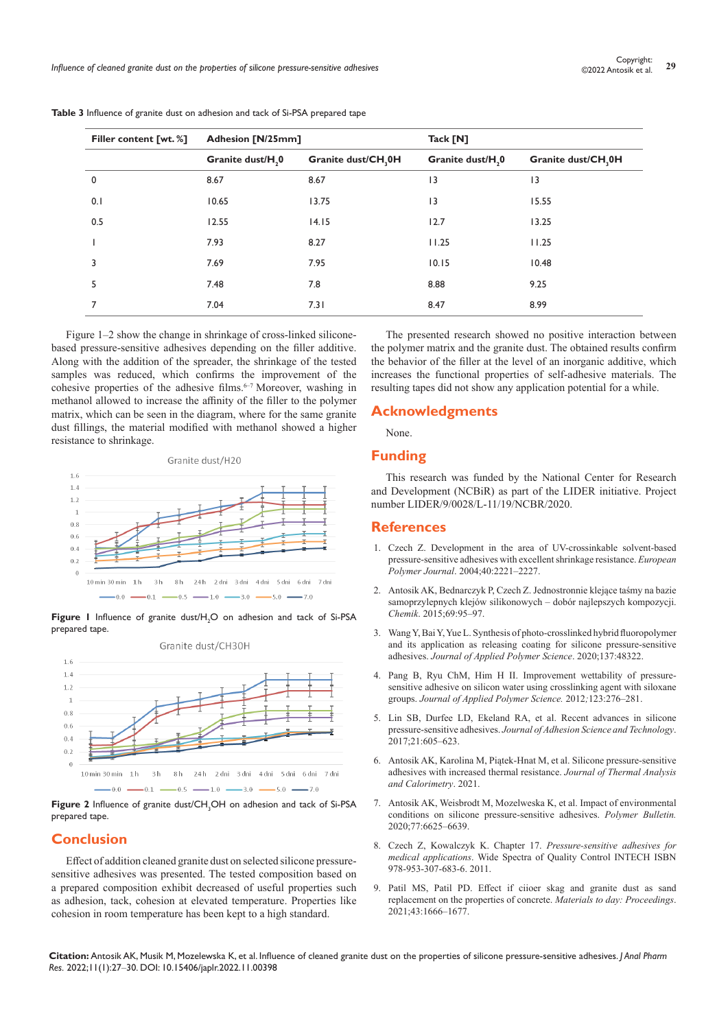**Table 3** Influence of granite dust on adhesion and tack of Si-PSA prepared tape

| Filler content [wt.%] | Adhesion [N/25mm] | | Tack [N] | |
|---|---|---|---|---|
| | Granite dust/$H_2O$ | Granite dust/$CH_3OH$ | Granite dust/$H_2O$ | Granite dust/$CH_3OH$ |
| 0 | 8.67 | 8.67 | 13 | 13 |
| 0.1 | 10.65 | 13.75 | 13 | 15.55 |
| 0.5 | 12.55 | 14.15 | 12.7 | 13.25 |
| 1 | 7.93 | 8.27 | 11.25 | 11.25 |
| 3 | 7.69 | 7.95 | 10.15 | 10.48 |
| 5 | 7.48 | 7.8 | 8.88 | 9.25 |
| 7 | 7.04 | 7.31 | 8.47 | 8.99 |

Figure 1–2 show the change in shrinkage of cross-linked silicone-based pressure-sensitive adhesives depending on the filler additive. Along with the addition of the spreader, the shrinkage of the tested samples was reduced, which confirms the improvement of the cohesive properties of the adhesive films.[6–7] Moreover, washing in methanol allowed to increase the affinity of the filler to the polymer matrix, which can be seen in the diagram, where for the same granite dust fillings, the material modified with methanol showed a higher resistance to shrinkage.

**Figure 1** Influence of granite dust/$H_2O$ on adhesion and tack of Si-PSA prepared tape.

**Figure 2** Influence of granite dust/$CH_3OH$ on adhesion and tack of Si-PSA prepared tape.

## Conclusion

Effect of addition cleaned granite dust on selected silicone pressure-sensitive adhesives was presented. The tested composition based on a prepared composition exhibit decreased of useful properties such as adhesion, tack, cohesion at elevated temperature. Properties like cohesion in room temperature has been kept to a high standard.

The presented research showed no positive interaction between the polymer matrix and the granite dust. The obtained results confirm the behavior of the filler at the level of an inorganic additive, which increases the functional properties of self-adhesive materials. The resulting tapes did not show any application potential for a while.

## Acknowledgments

None.

## Funding

This research was funded by the National Center for Research and Development (NCBiR) as part of the LIDER initiative. Project number LIDER/9/0028/L-11/19/NCBR/2020.

## References

1. Czech Z. Development in the area of UV-crossinkable solvent-based pressure-sensitive adhesives with excellent shrinkage resistance. *European Polymer Journal*. 2004;40:2221–2227.
2. Antosik AK, Bednarczyk P, Czech Z. Jednostronnie klejące taśmy na bazie samoprzylepnych klejów silikonowych – dobór najlepszych kompozycji. *Chemik*. 2015;69:95–97.
3. Wang Y, Bai Y, Yue L. Synthesis of photo-crosslinked hybrid fluoropolymer and its application as releasing coating for silicone pressure-sensitive adhesives. *Journal of Applied Polymer Science*. 2020;137:48322.
4. Pang B, Ryu ChM, Him H II. Improvement wettability of pressure-sensitive adhesive on silicon water using crosslinking agent with siloxane groups. *Journal of Applied Polymer Science.* 2012;123:276–281.
5. Lin SB, Durfee LD, Ekeland RA, et al. Recent advances in silicone pressure-sensitive adhesives. *Journal of Adhesion Science and Technology*. 2017;21:605–623.
6. Antosik AK, Karolina M, Piątek-Hnat M, et al. Silicone pressure-sensitive adhesives with increased thermal resistance. *Journal of Thermal Analysis and Calorimetry*. 2021.
7. Antosik AK, Weisbrodt M, Mozelweska K, et al. Impact of environmental conditions on silicone pressure-sensitive adhesives. *Polymer Bulletin.* 2020;77:6625–6639.
8. Czech Z, Kowalczyk K. Chapter 17. *Pressure-sensitive adhesives for medical applications*. Wide Spectra of Quality Control INTECH ISBN 978-953-307-683-6. 2011.
9. Patil MS, Patil PD. Effect if ciioer skag and granite dust as sand replacement on the properties of concrete. *Materials to day: Proceedings*. 2021;43:1666–1677.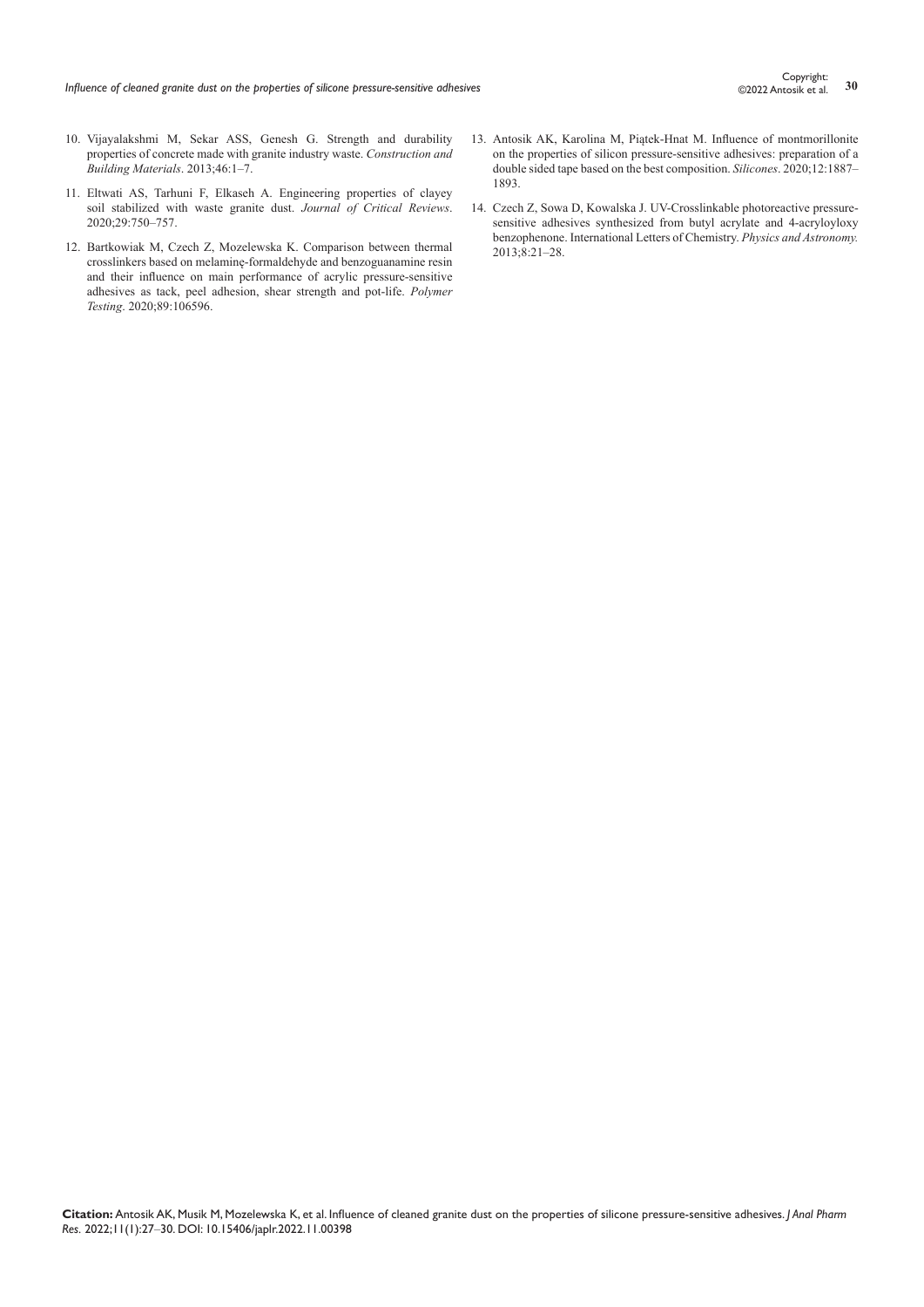10. Vijayalakshmi M, Sekar ASS, Genesh G. Strength and durability properties of concrete made with granite industry waste. *Construction and Building Materials*. 2013;46:1–7.

11. Eltwati AS, Tarhuni F, Elkaseh A. Engineering properties of clayey soil stabilized with waste granite dust. *Journal of Critical Reviews*. 2020;29:750–757.

12. Bartkowiak M, Czech Z, Mozelewska K. Comparison between thermal crosslinkers based on melaminę-formaldehyde and benzoguanamine resin and their influence on main performance of acrylic pressure-sensitive adhesives as tack, peel adhesion, shear strength and pot-life. *Polymer Testing*. 2020;89:106596.

13. Antosik AK, Karolina M, Piątek-Hnat M. Influence of montmorillonite on the properties of silicon pressure-sensitive adhesives: preparation of a double sided tape based on the best composition. *Silicones*. 2020;12:1887–1893.

14. Czech Z, Sowa D, Kowalska J. UV-Crosslinkable photoreactive pressure-sensitive adhesives synthesized from butyl acrylate and 4-acryloyloxy benzophenone. International Letters of Chemistry. *Physics and Astronomy.* 2013;8:21–28.

**Citation:** Antosik AK, Musik M, Mozelewska K, et al. Influence of cleaned granite dust on the properties of silicone pressure-sensitive adhesives. *J Anal Pharm Res.* 2022;11(1):27‒30. DOI: 10.15406/japlr.2022.11.00398